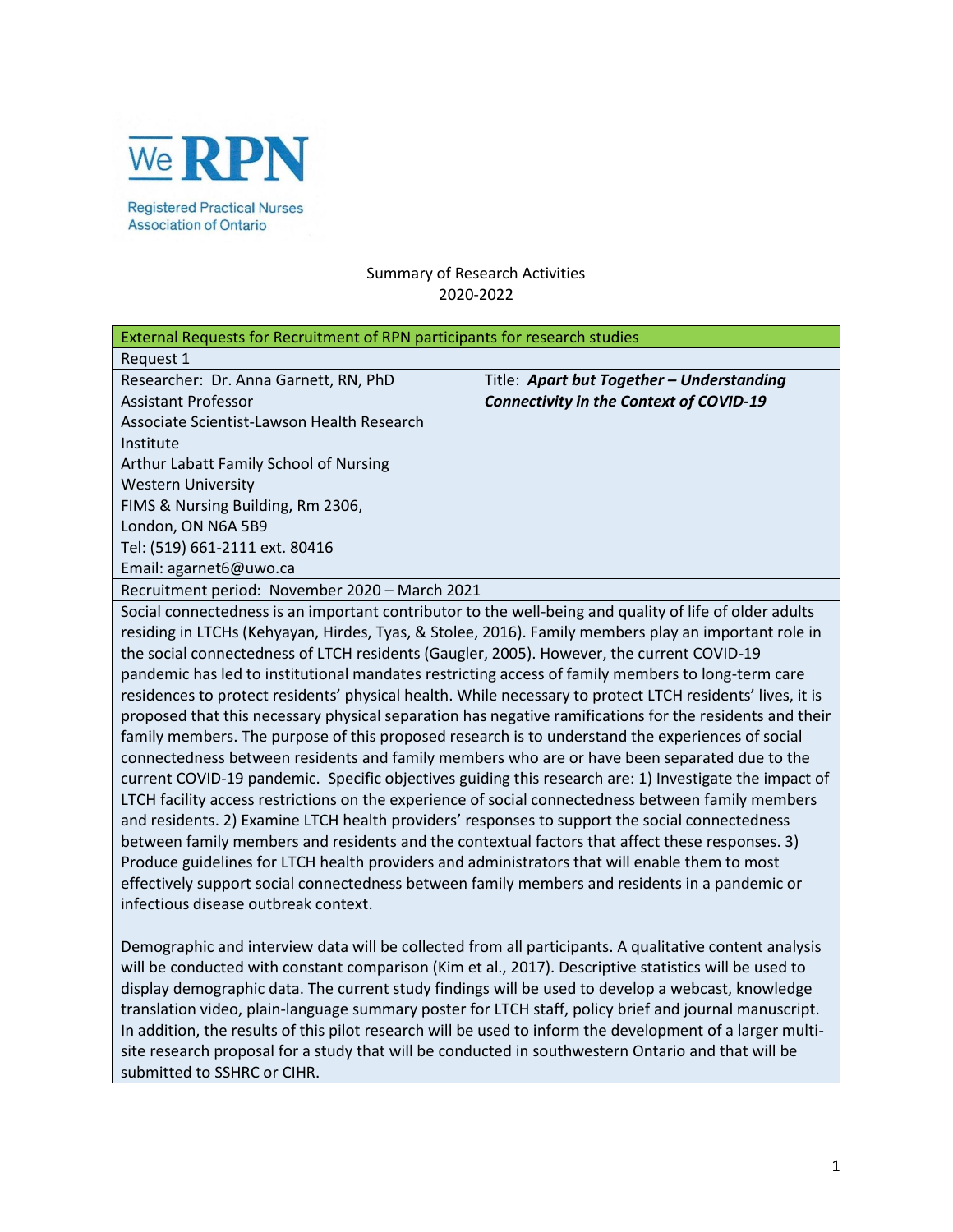We RPN

Registered Practical Nurses Association of Ontario

Summary of Research Activities
2020-2022

| External Requests for Recruitment of RPN participants for research studies | |
|---|---|
| Request 1 | |
| Researcher: Dr. Anna Garnett, RN, PhD<br>Assistant Professor<br>Associate Scientist-Lawson Health Research Institute<br>Arthur Labatt Family School of Nursing<br>Western University<br>FIMS & Nursing Building, Rm 2306,<br>London, ON N6A 5B9<br>Tel: (519) 661-2111 ext. 80416<br>Email: agarnet6@uwo.ca | Title: ***Apart but Together – Understanding Connectivity in the Context of COVID-19*** |
| Recruitment period: November 2020 – March 2021 | |

Social connectedness is an important contributor to the well-being and quality of life of older adults residing in LTCHs (Kehyayan, Hirdes, Tyas, & Stolee, 2016). Family members play an important role in the social connectedness of LTCH residents (Gaugler, 2005). However, the current COVID-19 pandemic has led to institutional mandates restricting access of family members to long-term care residences to protect residents' physical health. While necessary to protect LTCH residents' lives, it is proposed that this necessary physical separation has negative ramifications for the residents and their family members. The purpose of this proposed research is to understand the experiences of social connectedness between residents and family members who are or have been separated due to the current COVID-19 pandemic. Specific objectives guiding this research are: 1) Investigate the impact of LTCH facility access restrictions on the experience of social connectedness between family members and residents. 2) Examine LTCH health providers' responses to support the social connectedness between family members and residents and the contextual factors that affect these responses. 3) Produce guidelines for LTCH health providers and administrators that will enable them to most effectively support social connectedness between family members and residents in a pandemic or infectious disease outbreak context.

Demographic and interview data will be collected from all participants. A qualitative content analysis will be conducted with constant comparison (Kim et al., 2017). Descriptive statistics will be used to display demographic data. The current study findings will be used to develop a webcast, knowledge translation video, plain-language summary poster for LTCH staff, policy brief and journal manuscript. In addition, the results of this pilot research will be used to inform the development of a larger multi-site research proposal for a study that will be conducted in southwestern Ontario and that will be submitted to SSHRC or CIHR.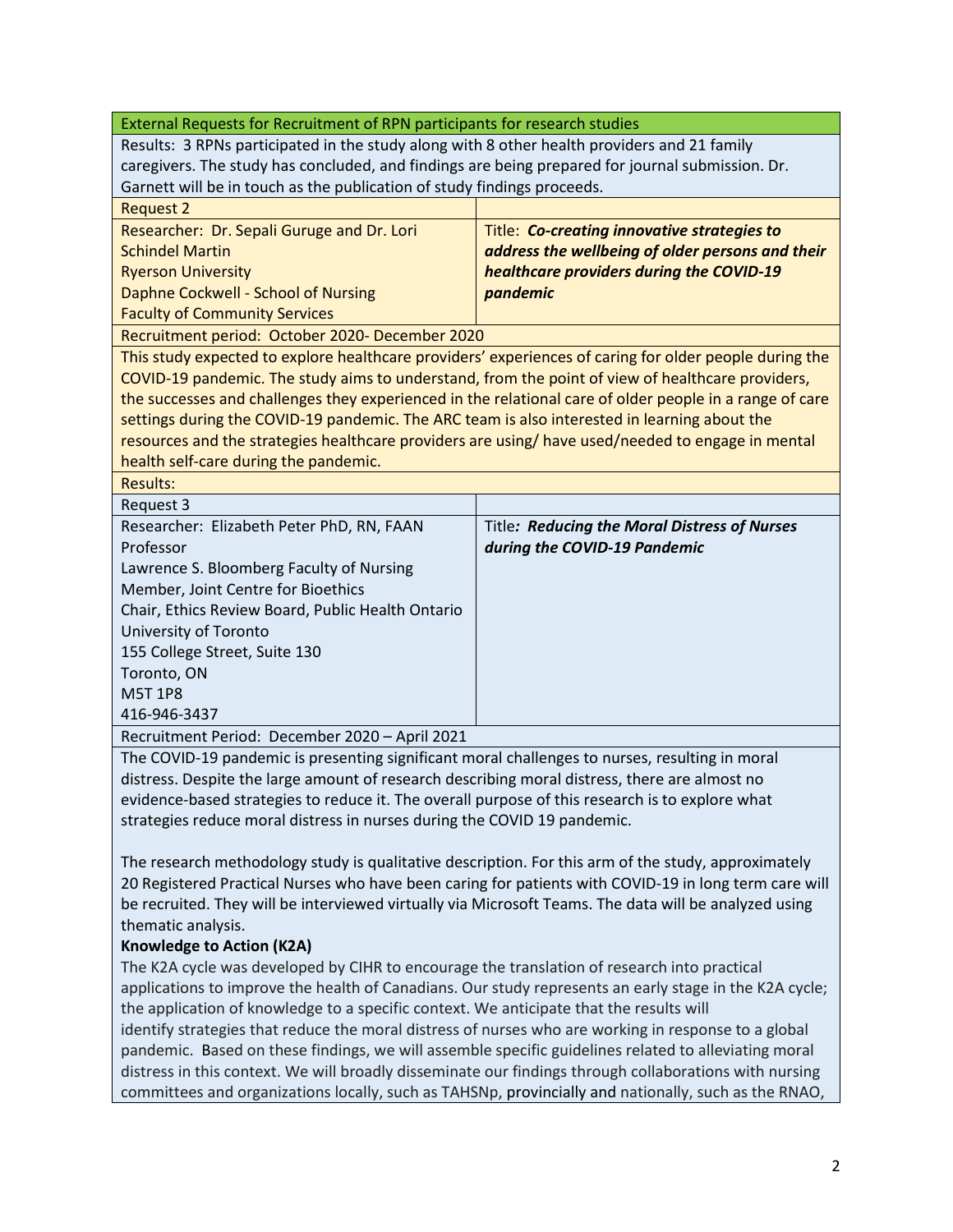| External Requests for Recruitment of RPN participants for research studies | |
|---|---|
| Results: 3 RPNs participated in the study along with 8 other health providers and 21 family caregivers. The study has concluded, and findings are being prepared for journal submission. Dr. Garnett will be in touch as the publication of study findings proceeds. | |
| Request 2 | |
| Researcher: Dr. Sepali Guruge and Dr. Lori Schindel Martin<br>Ryerson University<br>Daphne Cockwell - School of Nursing<br>Faculty of Community Services | Title: ***Co-creating innovative strategies to address the wellbeing of older persons and their healthcare providers during the COVID-19 pandemic*** |
| Recruitment period: October 2020- December 2020 | |
| This study expected to explore healthcare providers' experiences of caring for older people during the COVID-19 pandemic. The study aims to understand, from the point of view of healthcare providers, the successes and challenges they experienced in the relational care of older people in a range of care settings during the COVID-19 pandemic. The ARC team is also interested in learning about the resources and the strategies healthcare providers are using/ have used/needed to engage in mental health self-care during the pandemic. | |
| Results: | |
| Request 3 | |
| Researcher: Elizabeth Peter PhD, RN, FAAN<br>Professor<br>Lawrence S. Bloomberg Faculty of Nursing<br>Member, Joint Centre for Bioethics<br>Chair, Ethics Review Board, Public Health Ontario<br>University of Toronto<br>155 College Street, Suite 130<br>Toronto, ON<br>M5T 1P8<br>416-946-3437 | Title***: Reducing the Moral Distress of Nurses during the COVID-19 Pandemic*** |
| Recruitment Period: December 2020 – April 2021 | |
| The COVID-19 pandemic is presenting significant moral challenges to nurses, resulting in moral distress. Despite the large amount of research describing moral distress, there are almost no evidence-based strategies to reduce it. The overall purpose of this research is to explore what strategies reduce moral distress in nurses during the COVID 19 pandemic.<br><br>The research methodology study is qualitative description. For this arm of the study, approximately 20 Registered Practical Nurses who have been caring for patients with COVID-19 in long term care will be recruited. They will be interviewed virtually via Microsoft Teams. The data will be analyzed using thematic analysis.<br>**Knowledge to Action (K2A)**<br>The K2A cycle was developed by CIHR to encourage the translation of research into practical applications to improve the health of Canadians. Our study represents an early stage in the K2A cycle; the application of knowledge to a specific context. We anticipate that the results will identify strategies that reduce the moral distress of nurses who are working in response to a global pandemic. Based on these findings, we will assemble specific guidelines related to alleviating moral distress in this context. We will broadly disseminate our findings through collaborations with nursing committees and organizations locally, such as TAHSNp, provincially and nationally, such as the RNAO, | |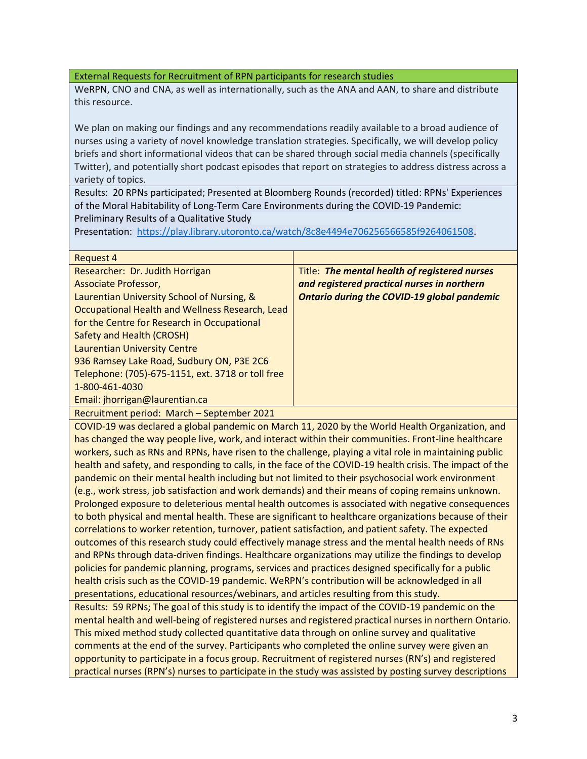External Requests for Recruitment of RPN participants for research studies

WeRPN, CNO and CNA, as well as internationally, such as the ANA and AAN, to share and distribute this resource.

We plan on making our findings and any recommendations readily available to a broad audience of nurses using a variety of novel knowledge translation strategies. Specifically, we will develop policy briefs and short informational videos that can be shared through social media channels (specifically Twitter), and potentially short podcast episodes that report on strategies to address distress across a variety of topics.

Results: 20 RPNs participated; Presented at Bloomberg Rounds (recorded) titled: RPNs' Experiences of the Moral Habitability of Long-Term Care Environments during the COVID-19 Pandemic: Preliminary Results of a Qualitative Study

Presentation: [https://play.library.utoronto.ca/watch/8c8e4494e706256566585f9264061508](https://play.library.utoronto.ca/watch/8c8e4494e706256566585f9264061508).

| Request 4 | |
|---|---|
| Researcher: Dr. Judith Horrigan<br>Associate Professor,<br>Laurentian University School of Nursing, &<br>Occupational Health and Wellness Research, Lead for the Centre for Research in Occupational Safety and Health (CROSH)<br>Laurentian University Centre<br>936 Ramsey Lake Road, Sudbury ON, P3E 2C6<br>Telephone: (705)-675-1151, ext. 3718 or toll free 1-800-461-4030<br>Email: jhorrigan@laurentian.ca | Title: ***The mental health of registered nurses and registered practical nurses in northern Ontario during the COVID-19 global pandemic*** |

Recruitment period: March – September 2021

COVID-19 was declared a global pandemic on March 11, 2020 by the World Health Organization, and has changed the way people live, work, and interact within their communities. Front-line healthcare workers, such as RNs and RPNs, have risen to the challenge, playing a vital role in maintaining public health and safety, and responding to calls, in the face of the COVID-19 health crisis. The impact of the pandemic on their mental health including but not limited to their psychosocial work environment (e.g., work stress, job satisfaction and work demands) and their means of coping remains unknown. Prolonged exposure to deleterious mental health outcomes is associated with negative consequences to both physical and mental health. These are significant to healthcare organizations because of their correlations to worker retention, turnover, patient satisfaction, and patient safety. The expected outcomes of this research study could effectively manage stress and the mental health needs of RNs and RPNs through data-driven findings. Healthcare organizations may utilize the findings to develop policies for pandemic planning, programs, services and practices designed specifically for a public health crisis such as the COVID-19 pandemic. WeRPN's contribution will be acknowledged in all presentations, educational resources/webinars, and articles resulting from this study.

Results: 59 RPNs; The goal of this study is to identify the impact of the COVID-19 pandemic on the mental health and well-being of registered nurses and registered practical nurses in northern Ontario. This mixed method study collected quantitative data through on online survey and qualitative comments at the end of the survey. Participants who completed the online survey were given an opportunity to participate in a focus group. Recruitment of registered nurses (RN's) and registered practical nurses (RPN's) nurses to participate in the study was assisted by posting survey descriptions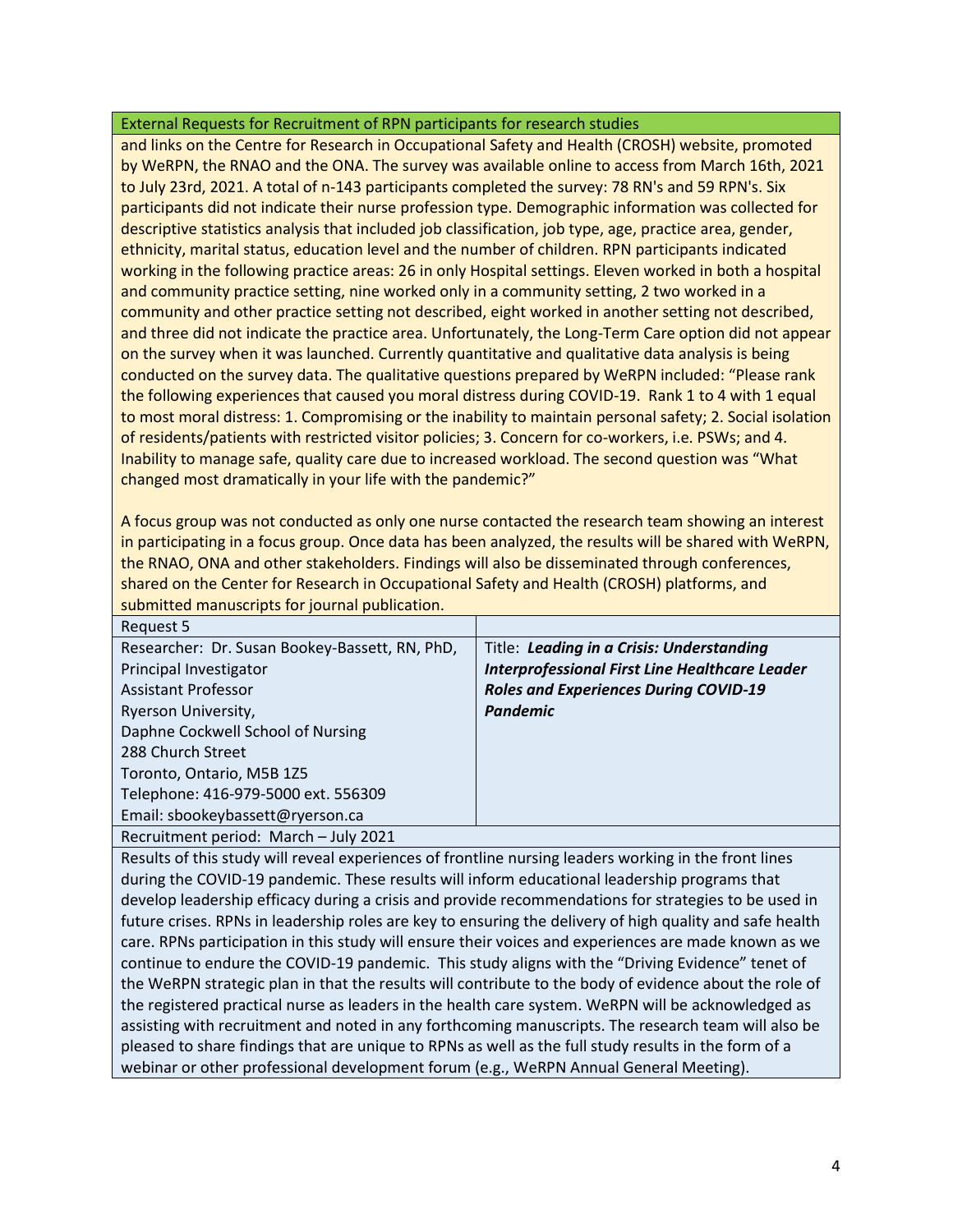| External Requests for Recruitment of RPN participants for research studies | |
|---|---|
| and links on the Centre for Research in Occupational Safety and Health (CROSH) website, promoted by WeRPN, the RNAO and the ONA. The survey was available online to access from March 16th, 2021 to July 23rd, 2021. A total of n-143 participants completed the survey: 78 RN's and 59 RPN's. Six participants did not indicate their nurse profession type. Demographic information was collected for descriptive statistics analysis that included job classification, job type, age, practice area, gender, ethnicity, marital status, education level and the number of children. RPN participants indicated working in the following practice areas: 26 in only Hospital settings. Eleven worked in both a hospital and community practice setting, nine worked only in a community setting, 2 two worked in a community and other practice setting not described, eight worked in another setting not described, and three did not indicate the practice area. Unfortunately, the Long-Term Care option did not appear on the survey when it was launched. Currently quantitative and qualitative data analysis is being conducted on the survey data. The qualitative questions prepared by WeRPN included: "Please rank the following experiences that caused you moral distress during COVID-19. Rank 1 to 4 with 1 equal to most moral distress: 1. Compromising or the inability to maintain personal safety; 2. Social isolation of residents/patients with restricted visitor policies; 3. Concern for co-workers, i.e. PSWs; and 4. Inability to manage safe, quality care due to increased workload. The second question was "What changed most dramatically in your life with the pandemic?"<br><br>A focus group was not conducted as only one nurse contacted the research team showing an interest in participating in a focus group. Once data has been analyzed, the results will be shared with WeRPN, the RNAO, ONA and other stakeholders. Findings will also be disseminated through conferences, shared on the Center for Research in Occupational Safety and Health (CROSH) platforms, and submitted manuscripts for journal publication. | |
| Request 5 | |
| Researcher: Dr. Susan Bookey-Bassett, RN, PhD, Principal Investigator<br>Assistant Professor<br>Ryerson University,<br>Daphne Cockwell School of Nursing<br>288 Church Street<br>Toronto, Ontario, M5B 1Z5<br>Telephone: 416-979-5000 ext. 556309<br>Email: sbookeybassett@ryerson.ca | Title: ***Leading in a Crisis: Understanding Interprofessional First Line Healthcare Leader Roles and Experiences During COVID-19 Pandemic*** |
| Recruitment period: March – July 2021 | |
| Results of this study will reveal experiences of frontline nursing leaders working in the front lines during the COVID-19 pandemic. These results will inform educational leadership programs that develop leadership efficacy during a crisis and provide recommendations for strategies to be used in future crises. RPNs in leadership roles are key to ensuring the delivery of high quality and safe health care. RPNs participation in this study will ensure their voices and experiences are made known as we continue to endure the COVID-19 pandemic. This study aligns with the "Driving Evidence" tenet of the WeRPN strategic plan in that the results will contribute to the body of evidence about the role of the registered practical nurse as leaders in the health care system. WeRPN will be acknowledged as assisting with recruitment and noted in any forthcoming manuscripts. The research team will also be pleased to share findings that are unique to RPNs as well as the full study results in the form of a webinar or other professional development forum (e.g., WeRPN Annual General Meeting). | |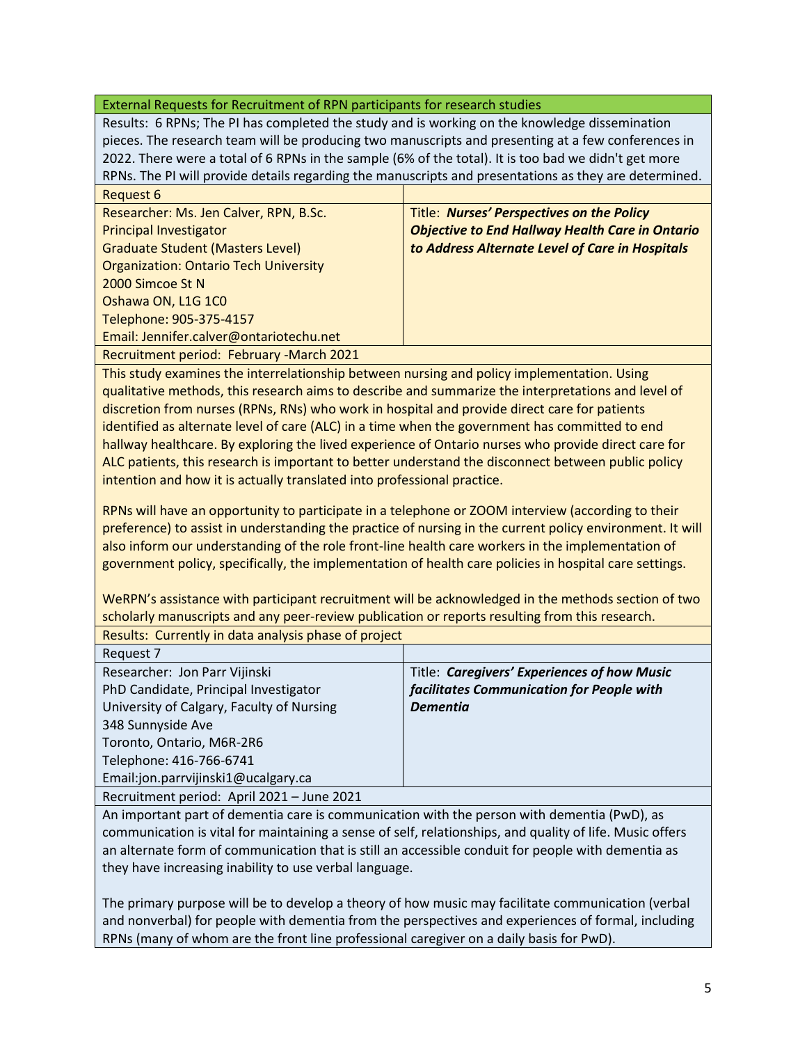External Requests for Recruitment of RPN participants for research studies

Results: 6 RPNs; The PI has completed the study and is working on the knowledge dissemination pieces. The research team will be producing two manuscripts and presenting at a few conferences in 2022. There were a total of 6 RPNs in the sample (6% of the total). It is too bad we didn't get more RPNs. The PI will provide details regarding the manuscripts and presentations as they are determined.

| Request 6 | |
|---|---|
| Researcher: Ms. Jen Calver, RPN, B.Sc.<br>Principal Investigator<br>Graduate Student (Masters Level)<br>Organization: Ontario Tech University<br>2000 Simcoe St N<br>Oshawa ON, L1G 1C0<br>Telephone: 905-375-4157<br>Email: Jennifer.calver@ontariotechu.net | Title: ***Nurses' Perspectives on the Policy Objective to End Hallway Health Care in Ontario to Address Alternate Level of Care in Hospitals*** |

Recruitment period: February -March 2021

This study examines the interrelationship between nursing and policy implementation. Using qualitative methods, this research aims to describe and summarize the interpretations and level of discretion from nurses (RPNs, RNs) who work in hospital and provide direct care for patients identified as alternate level of care (ALC) in a time when the government has committed to end hallway healthcare. By exploring the lived experience of Ontario nurses who provide direct care for ALC patients, this research is important to better understand the disconnect between public policy intention and how it is actually translated into professional practice.

RPNs will have an opportunity to participate in a telephone or ZOOM interview (according to their preference) to assist in understanding the practice of nursing in the current policy environment. It will also inform our understanding of the role front-line health care workers in the implementation of government policy, specifically, the implementation of health care policies in hospital care settings.

WeRPN's assistance with participant recruitment will be acknowledged in the methods section of two scholarly manuscripts and any peer-review publication or reports resulting from this research.

Results: Currently in data analysis phase of project

| Request 7 | |
|---|---|
| Researcher: Jon Parr Vijinski<br>PhD Candidate, Principal Investigator<br>University of Calgary, Faculty of Nursing<br>348 Sunnyside Ave<br>Toronto, Ontario, M6R-2R6<br>Telephone: 416-766-6741<br>Email:jon.parrvijinski1@ucalgary.ca | Title: ***Caregivers' Experiences of how Music facilitates Communication for People with Dementia*** |

Recruitment period: April 2021 – June 2021

An important part of dementia care is communication with the person with dementia (PwD), as communication is vital for maintaining a sense of self, relationships, and quality of life. Music offers an alternate form of communication that is still an accessible conduit for people with dementia as they have increasing inability to use verbal language.

The primary purpose will be to develop a theory of how music may facilitate communication (verbal and nonverbal) for people with dementia from the perspectives and experiences of formal, including RPNs (many of whom are the front line professional caregiver on a daily basis for PwD).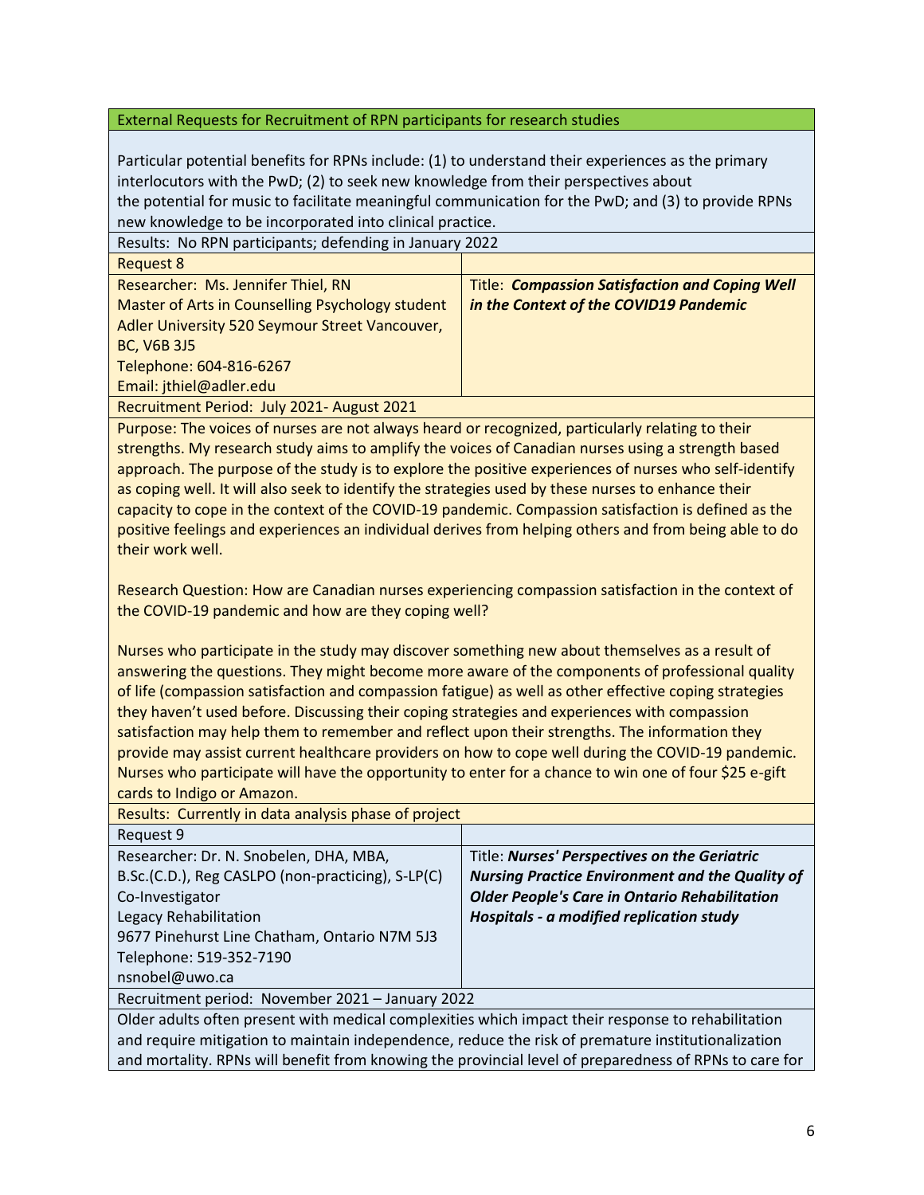External Requests for Recruitment of RPN participants for research studies

Particular potential benefits for RPNs include: (1) to understand their experiences as the primary interlocutors with the PwD; (2) to seek new knowledge from their perspectives about the potential for music to facilitate meaningful communication for the PwD; and (3) to provide RPNs new knowledge to be incorporated into clinical practice.

Results: No RPN participants; defending in January 2022

| Request 8 | |
|---|---|
| Researcher: Ms. Jennifer Thiel, RN<br>Master of Arts in Counselling Psychology student<br>Adler University 520 Seymour Street Vancouver, BC, V6B 3J5<br>Telephone: 604-816-6267<br>Email: jthiel@adler.edu | Title: ***Compassion Satisfaction and Coping Well in the Context of the COVID19 Pandemic*** |

Recruitment Period: July 2021- August 2021

Purpose: The voices of nurses are not always heard or recognized, particularly relating to their strengths. My research study aims to amplify the voices of Canadian nurses using a strength based approach. The purpose of the study is to explore the positive experiences of nurses who self-identify as coping well. It will also seek to identify the strategies used by these nurses to enhance their capacity to cope in the context of the COVID-19 pandemic. Compassion satisfaction is defined as the positive feelings and experiences an individual derives from helping others and from being able to do their work well.

Research Question: How are Canadian nurses experiencing compassion satisfaction in the context of the COVID-19 pandemic and how are they coping well?

Nurses who participate in the study may discover something new about themselves as a result of answering the questions. They might become more aware of the components of professional quality of life (compassion satisfaction and compassion fatigue) as well as other effective coping strategies they haven't used before. Discussing their coping strategies and experiences with compassion satisfaction may help them to remember and reflect upon their strengths. The information they provide may assist current healthcare providers on how to cope well during the COVID-19 pandemic. Nurses who participate will have the opportunity to enter for a chance to win one of four $25 e-gift cards to Indigo or Amazon.

Results: Currently in data analysis phase of project

| Request 9 | |
|---|---|
| Researcher: Dr. N. Snobelen, DHA, MBA, B.Sc.(C.D.), Reg CASLPO (non-practicing), S-LP(C)<br>Co-Investigator<br>Legacy Rehabilitation<br>9677 Pinehurst Line Chatham, Ontario N7M 5J3<br>Telephone: 519-352-7190<br>nsnobel@uwo.ca | Title: ***Nurses' Perspectives on the Geriatric Nursing Practice Environment and the Quality of Older People's Care in Ontario Rehabilitation Hospitals - a modified replication study*** |

Recruitment period: November 2021 – January 2022

Older adults often present with medical complexities which impact their response to rehabilitation and require mitigation to maintain independence, reduce the risk of premature institutionalization and mortality. RPNs will benefit from knowing the provincial level of preparedness of RPNs to care for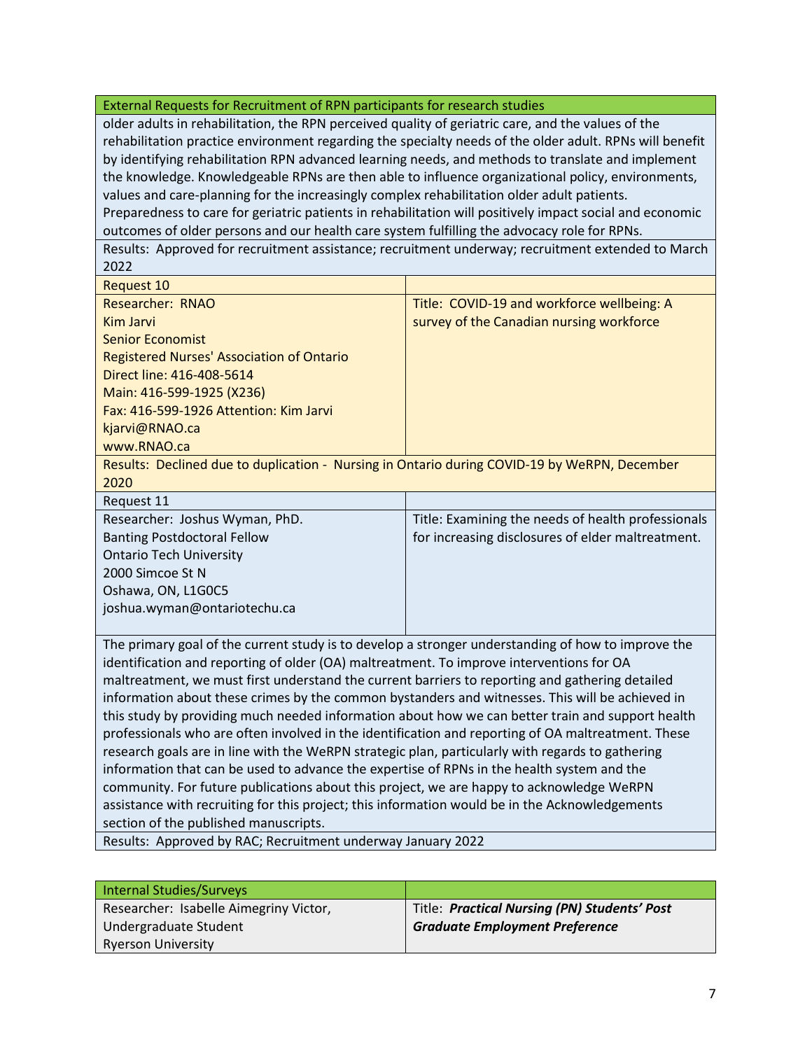| External Requests for Recruitment of RPN participants for research studies | |
|---|---|
| older adults in rehabilitation, the RPN perceived quality of geriatric care, and the values of the rehabilitation practice environment regarding the specialty needs of the older adult. RPNs will benefit by identifying rehabilitation RPN advanced learning needs, and methods to translate and implement the knowledge. Knowledgeable RPNs are then able to influence organizational policy, environments, values and care-planning for the increasingly complex rehabilitation older adult patients. Preparedness to care for geriatric patients in rehabilitation will positively impact social and economic outcomes of older persons and our health care system fulfilling the advocacy role for RPNs. | |
| Results: Approved for recruitment assistance; recruitment underway; recruitment extended to March 2022 | |
| Request 10 | |
| Researcher: RNAO<br>Kim Jarvi<br>Senior Economist<br>Registered Nurses' Association of Ontario<br>Direct line: 416-408-5614<br>Main: 416-599-1925 (X236)<br>Fax: 416-599-1926 Attention: Kim Jarvi<br>kjarvi@RNAO.ca<br>www.RNAO.ca | Title: COVID-19 and workforce wellbeing: A survey of the Canadian nursing workforce |
| Results: Declined due to duplication - Nursing in Ontario during COVID-19 by WeRPN, December 2020 | |
| Request 11 | |
| Researcher: Joshus Wyman, PhD.<br>Banting Postdoctoral Fellow<br>Ontario Tech University<br>2000 Simcoe St N<br>Oshawa, ON, L1G0C5<br>joshua.wyman@ontariotechu.ca | Title: Examining the needs of health professionals for increasing disclosures of elder maltreatment. |
| The primary goal of the current study is to develop a stronger understanding of how to improve the identification and reporting of older (OA) maltreatment. To improve interventions for OA maltreatment, we must first understand the current barriers to reporting and gathering detailed information about these crimes by the common bystanders and witnesses. This will be achieved in this study by providing much needed information about how we can better train and support health professionals who are often involved in the identification and reporting of OA maltreatment. These research goals are in line with the WeRPN strategic plan, particularly with regards to gathering information that can be used to advance the expertise of RPNs in the health system and the community. For future publications about this project, we are happy to acknowledge WeRPN assistance with recruiting for this project; this information would be in the Acknowledgements section of the published manuscripts. | |
| Results: Approved by RAC; Recruitment underway January 2022 | |

| Internal Studies/Surveys | |
|---|---|
| Researcher: Isabelle Aimegriny Victor,<br>Undergraduate Student<br>Ryerson University | Title: ***Practical Nursing (PN) Students' Post Graduate Employment Preference*** |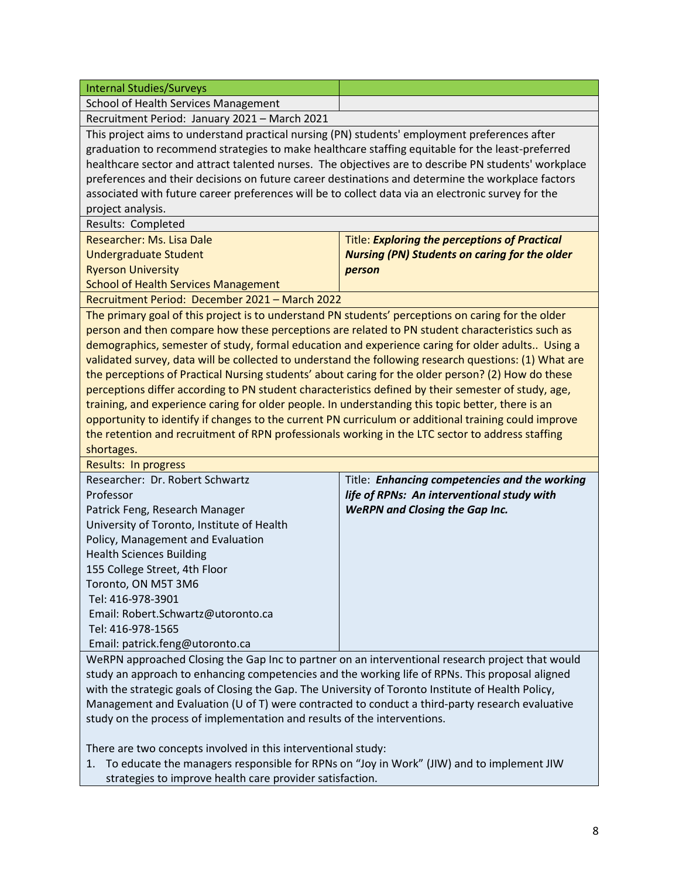| Internal Studies/Surveys | |
|---|---|
| School of Health Services Management | |
| Recruitment Period: January 2021 – March 2021 | |
| This project aims to understand practical nursing (PN) students' employment preferences after graduation to recommend strategies to make healthcare staffing equitable for the least-preferred healthcare sector and attract talented nurses. The objectives are to describe PN students' workplace preferences and their decisions on future career destinations and determine the workplace factors associated with future career preferences will be to collect data via an electronic survey for the project analysis. | |
| Results: Completed | |
| Researcher: Ms. Lisa Dale<br>Undergraduate Student<br>Ryerson University<br>School of Health Services Management | Title: ***Exploring the perceptions of Practical Nursing (PN) Students on caring for the older person*** |
| Recruitment Period: December 2021 – March 2022 | |
| The primary goal of this project is to understand PN students' perceptions on caring for the older person and then compare how these perceptions are related to PN student characteristics such as demographics, semester of study, formal education and experience caring for older adults.. Using a validated survey, data will be collected to understand the following research questions: (1) What are the perceptions of Practical Nursing students' about caring for the older person? (2) How do these perceptions differ according to PN student characteristics defined by their semester of study, age, training, and experience caring for older people. In understanding this topic better, there is an opportunity to identify if changes to the current PN curriculum or additional training could improve the retention and recruitment of RPN professionals working in the LTC sector to address staffing shortages. | |
| Results: In progress | |
| Researcher: Dr. Robert Schwartz<br>Professor<br>Patrick Feng, Research Manager<br>University of Toronto, Institute of Health Policy, Management and Evaluation<br>Health Sciences Building<br>155 College Street, 4th Floor<br>Toronto, ON M5T 3M6<br>Tel: 416-978-3901<br>Email: Robert.Schwartz@utoronto.ca<br>Tel: 416-978-1565<br>Email: patrick.feng@utoronto.ca | Title: ***Enhancing competencies and the working life of RPNs: An interventional study with WeRPN and Closing the Gap Inc.*** |
| WeRPN approached Closing the Gap Inc to partner on an interventional research project that would study an approach to enhancing competencies and the working life of RPNs. This proposal aligned with the strategic goals of Closing the Gap. The University of Toronto Institute of Health Policy, Management and Evaluation (U of T) were contracted to conduct a third-party research evaluative study on the process of implementation and results of the interventions.<br><br>There are two concepts involved in this interventional study:<br>1. To educate the managers responsible for RPNs on "Joy in Work" (JIW) and to implement JIW strategies to improve health care provider satisfaction. | |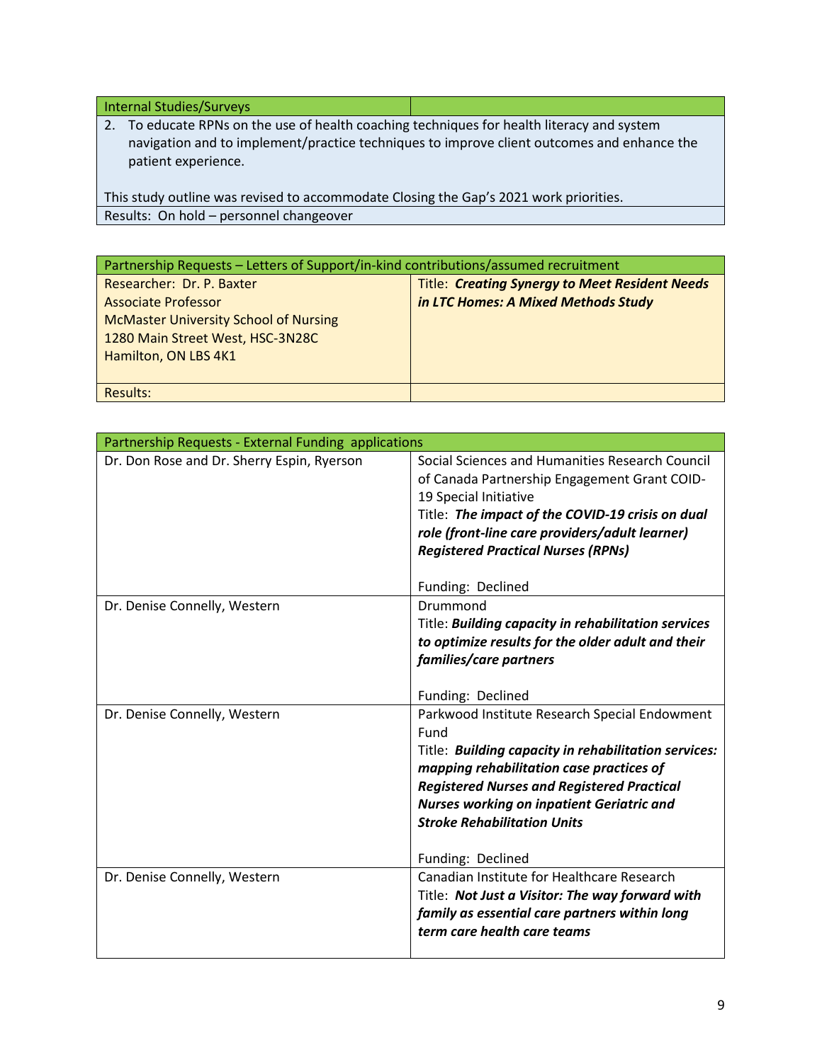| Internal Studies/Surveys | |
|---|---|
| 2. To educate RPNs on the use of health coaching techniques for health literacy and system navigation and to implement/practice techniques to improve client outcomes and enhance the patient experience.<br><br>This study outline was revised to accommodate Closing the Gap's 2021 work priorities. | |
| Results: On hold – personnel changeover | |

| Partnership Requests – Letters of Support/in-kind contributions/assumed recruitment | |
|---|---|
| Researcher: Dr. P. Baxter<br>Associate Professor<br>McMaster University School of Nursing<br>1280 Main Street West, HSC-3N28C<br>Hamilton, ON LBS 4K1 | Title: ***Creating Synergy to Meet Resident Needs in LTC Homes: A Mixed Methods Study*** |
| Results: | |

| Partnership Requests - External Funding applications | |
|---|---|
| Dr. Don Rose and Dr. Sherry Espin, Ryerson | Social Sciences and Humanities Research Council of Canada Partnership Engagement Grant COID-19 Special Initiative<br>Title: ***The impact of the COVID-19 crisis on dual role (front-line care providers/adult learner) Registered Practical Nurses (RPNs)***<br><br>Funding: Declined |
| Dr. Denise Connelly, Western | Drummond<br>Title: ***Building capacity in rehabilitation services to optimize results for the older adult and their families/care partners***<br><br>Funding: Declined |
| Dr. Denise Connelly, Western | Parkwood Institute Research Special Endowment Fund<br>Title: ***Building capacity in rehabilitation services: mapping rehabilitation case practices of Registered Nurses and Registered Practical Nurses working on inpatient Geriatric and Stroke Rehabilitation Units***<br><br>Funding: Declined |
| Dr. Denise Connelly, Western | Canadian Institute for Healthcare Research<br>Title: ***Not Just a Visitor: The way forward with family as essential care partners within long term care health care teams*** |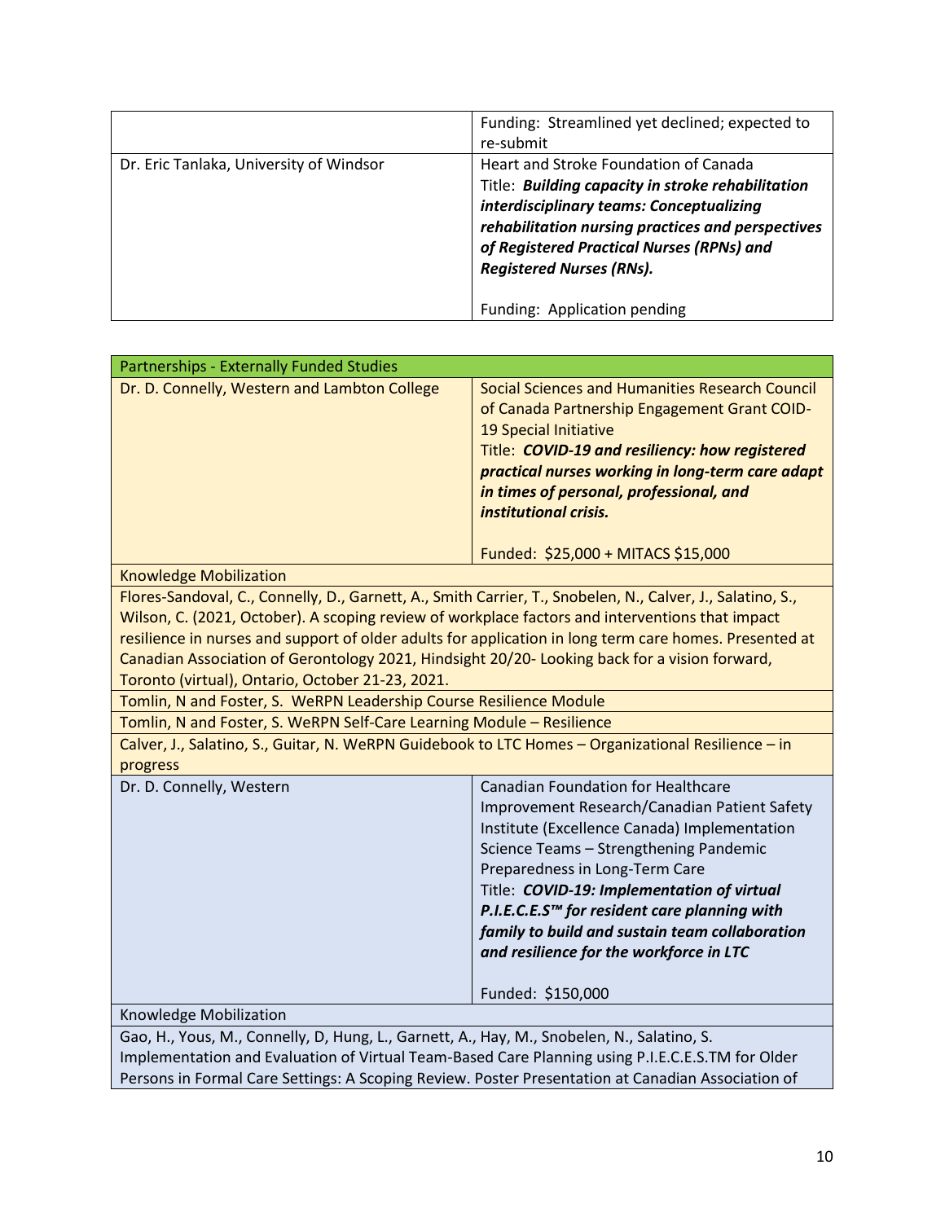| | |
|---|---|
| | Funding: Streamlined yet declined; expected to re-submit |
| Dr. Eric Tanlaka, University of Windsor | Heart and Stroke Foundation of Canada<br>Title: ***Building capacity in stroke rehabilitation interdisciplinary teams: Conceptualizing rehabilitation nursing practices and perspectives of Registered Practical Nurses (RPNs) and Registered Nurses (RNs).***<br><br>Funding: Application pending |

| Partnerships - Externally Funded Studies | |
|---|---|
| Dr. D. Connelly, Western and Lambton College | Social Sciences and Humanities Research Council of Canada Partnership Engagement Grant COID-19 Special Initiative<br>Title: ***COVID-19 and resiliency: how registered practical nurses working in long-term care adapt in times of personal, professional, and institutional crisis.***<br><br>Funded: $25,000 + MITACS $15,000 |
| Knowledge Mobilization | |
| Flores-Sandoval, C., Connelly, D., Garnett, A., Smith Carrier, T., Snobelen, N., Calver, J., Salatino, S., Wilson, C. (2021, October). A scoping review of workplace factors and interventions that impact resilience in nurses and support of older adults for application in long term care homes. Presented at Canadian Association of Gerontology 2021, Hindsight 20/20- Looking back for a vision forward, Toronto (virtual), Ontario, October 21-23, 2021. | |
| Tomlin, N and Foster, S. WeRPN Leadership Course Resilience Module | |
| Tomlin, N and Foster, S. WeRPN Self-Care Learning Module – Resilience | |
| Calver, J., Salatino, S., Guitar, N. WeRPN Guidebook to LTC Homes – Organizational Resilience – in progress | |
| Dr. D. Connelly, Western | Canadian Foundation for Healthcare Improvement Research/Canadian Patient Safety Institute (Excellence Canada) Implementation Science Teams – Strengthening Pandemic Preparedness in Long-Term Care<br>Title: ***COVID-19: Implementation of virtual P.I.E.C.E.S™ for resident care planning with family to build and sustain team collaboration and resilience for the workforce in LTC***<br><br>Funded: $150,000 |
| Knowledge Mobilization | |
| Gao, H., Yous, M., Connelly, D, Hung, L., Garnett, A., Hay, M., Snobelen, N., Salatino, S. Implementation and Evaluation of Virtual Team-Based Care Planning using P.I.E.C.E.S.TM for Older Persons in Formal Care Settings: A Scoping Review. Poster Presentation at Canadian Association of | |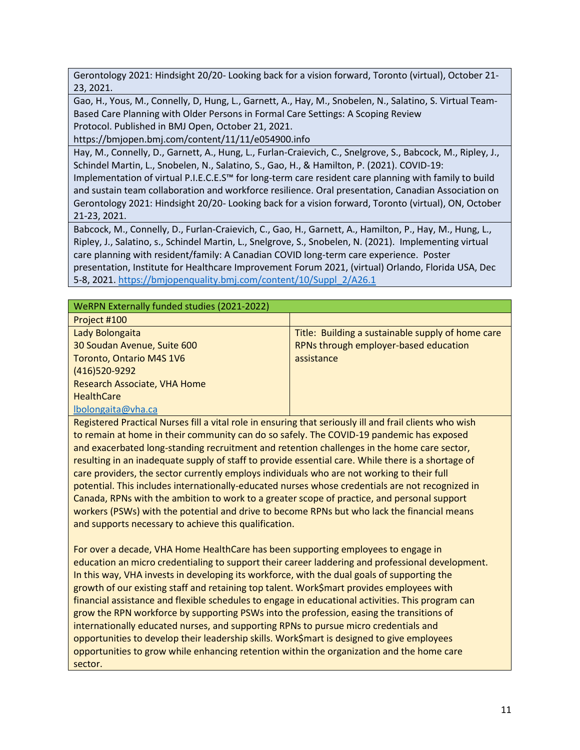Gerontology 2021: Hindsight 20/20- Looking back for a vision forward, Toronto (virtual), October 21-23, 2021.

Gao, H., Yous, M., Connelly, D, Hung, L., Garnett, A., Hay, M., Snobelen, N., Salatino, S. Virtual Team-Based Care Planning with Older Persons in Formal Care Settings: A Scoping Review Protocol. Published in BMJ Open, October 21, 2021. https://bmjopen.bmj.com/content/11/11/e054900.info

Hay, M., Connelly, D., Garnett, A., Hung, L., Furlan-Craievich, C., Snelgrove, S., Babcock, M., Ripley, J., Schindel Martin, L., Snobelen, N., Salatino, S., Gao, H., & Hamilton, P. (2021). COVID-19: Implementation of virtual P.I.E.C.E.S™ for long-term care resident care planning with family to build and sustain team collaboration and workforce resilience. Oral presentation, Canadian Association on Gerontology 2021: Hindsight 20/20- Looking back for a vision forward, Toronto (virtual), ON, October 21-23, 2021.

Babcock, M., Connelly, D., Furlan-Craievich, C., Gao, H., Garnett, A., Hamilton, P., Hay, M., Hung, L., Ripley, J., Salatino, s., Schindel Martin, L., Snelgrove, S., Snobelen, N. (2021). Implementing virtual care planning with resident/family: A Canadian COVID long-term care experience. Poster presentation, Institute for Healthcare Improvement Forum 2021, (virtual) Orlando, Florida USA, Dec 5-8, 2021. https://bmjopenquality.bmj.com/content/10/Suppl_2/A26.1

| WeRPN Externally funded studies (2021-2022) | |
|---|---|
| Project #100 | |
| Lady Bolongaita<br>30 Soudan Avenue, Suite 600<br>Toronto, Ontario M4S 1V6<br>(416)520-9292<br>Research Associate, VHA Home HealthCare<br>lbolongaita@vha.ca | Title: Building a sustainable supply of home care RPNs through employer-based education assistance |

Registered Practical Nurses fill a vital role in ensuring that seriously ill and frail clients who wish to remain at home in their community can do so safely. The COVID-19 pandemic has exposed and exacerbated long-standing recruitment and retention challenges in the home care sector, resulting in an inadequate supply of staff to provide essential care. While there is a shortage of care providers, the sector currently employs individuals who are not working to their full potential. This includes internationally-educated nurses whose credentials are not recognized in Canada, RPNs with the ambition to work to a greater scope of practice, and personal support workers (PSWs) with the potential and drive to become RPNs but who lack the financial means and supports necessary to achieve this qualification.

For over a decade, VHA Home HealthCare has been supporting employees to engage in education an micro credentialing to support their career laddering and professional development. In this way, VHA invests in developing its workforce, with the dual goals of supporting the growth of our existing staff and retaining top talent. Work$mart provides employees with financial assistance and flexible schedules to engage in educational activities. This program can grow the RPN workforce by supporting PSWs into the profession, easing the transitions of internationally educated nurses, and supporting RPNs to pursue micro credentials and opportunities to develop their leadership skills. Work$mart is designed to give employees opportunities to grow while enhancing retention within the organization and the home care sector.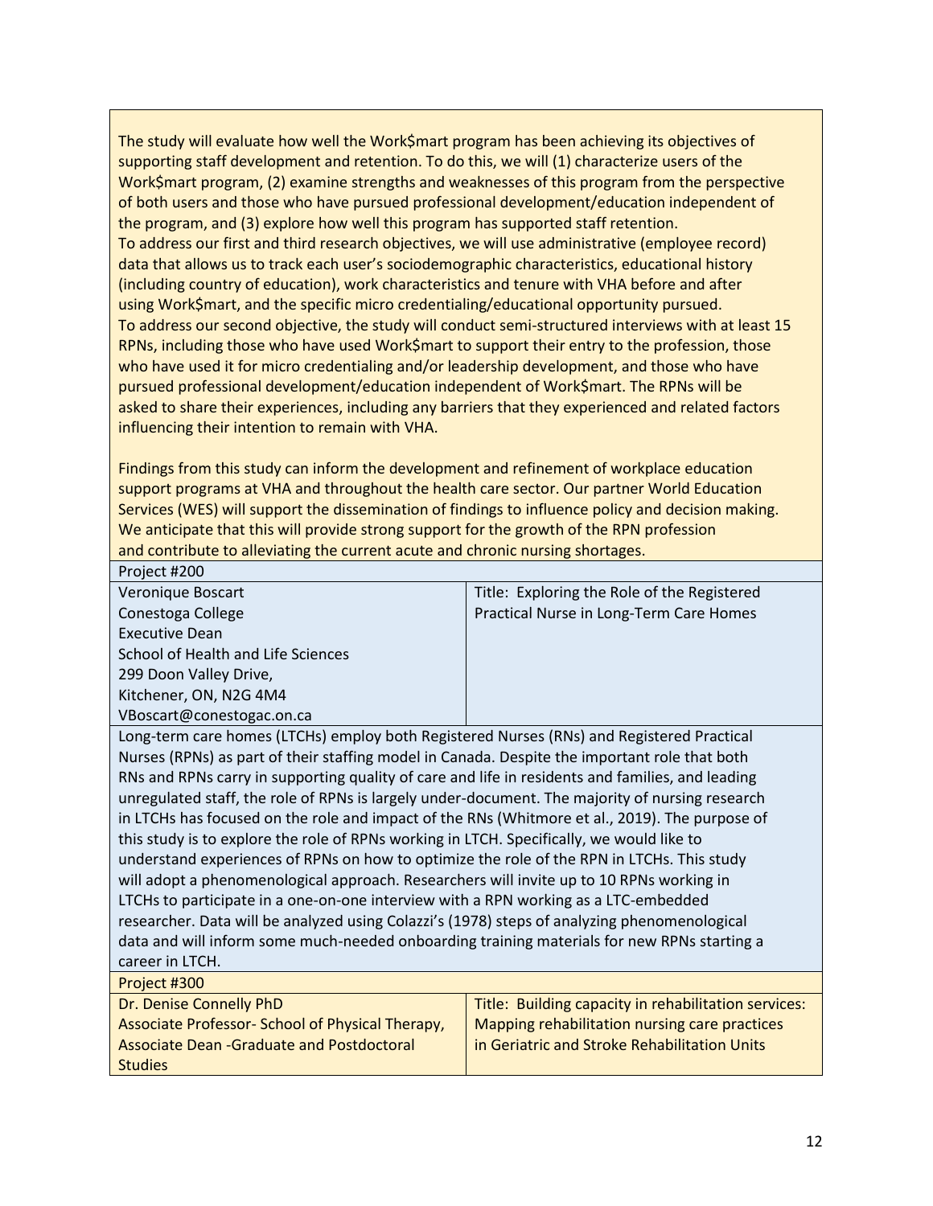The study will evaluate how well the Work$mart program has been achieving its objectives of supporting staff development and retention. To do this, we will (1) characterize users of the Work$mart program, (2) examine strengths and weaknesses of this program from the perspective of both users and those who have pursued professional development/education independent of the program, and (3) explore how well this program has supported staff retention.
To address our first and third research objectives, we will use administrative (employee record) data that allows us to track each user's sociodemographic characteristics, educational history (including country of education), work characteristics and tenure with VHA before and after using Work$mart, and the specific micro credentialing/educational opportunity pursued.
To address our second objective, the study will conduct semi-structured interviews with at least 15 RPNs, including those who have used Work$mart to support their entry to the profession, those who have used it for micro credentialing and/or leadership development, and those who have pursued professional development/education independent of Work$mart. The RPNs will be asked to share their experiences, including any barriers that they experienced and related factors influencing their intention to remain with VHA.

Findings from this study can inform the development and refinement of workplace education support programs at VHA and throughout the health care sector. Our partner World Education Services (WES) will support the dissemination of findings to influence policy and decision making. We anticipate that this will provide strong support for the growth of the RPN profession and contribute to alleviating the current acute and chronic nursing shortages.

**Project #200**

| | |
|---|---|
| Veronique Boscart<br>Conestoga College<br>Executive Dean<br>School of Health and Life Sciences<br>299 Doon Valley Drive,<br>Kitchener, ON, N2G 4M4<br>VBoscart@conestogac.on.ca | Title: Exploring the Role of the Registered Practical Nurse in Long-Term Care Homes |

Long-term care homes (LTCHs) employ both Registered Nurses (RNs) and Registered Practical Nurses (RPNs) as part of their staffing model in Canada. Despite the important role that both RNs and RPNs carry in supporting quality of care and life in residents and families, and leading unregulated staff, the role of RPNs is largely under-document. The majority of nursing research in LTCHs has focused on the role and impact of the RNs (Whitmore et al., 2019). The purpose of this study is to explore the role of RPNs working in LTCH. Specifically, we would like to understand experiences of RPNs on how to optimize the role of the RPN in LTCHs. This study will adopt a phenomenological approach. Researchers will invite up to 10 RPNs working in LTCHs to participate in a one-on-one interview with a RPN working as a LTC-embedded researcher. Data will be analyzed using Colazzi's (1978) steps of analyzing phenomenological data and will inform some much-needed onboarding training materials for new RPNs starting a career in LTCH.

**Project #300**

| | |
|---|---|
| Dr. Denise Connelly PhD<br>Associate Professor- School of Physical Therapy,<br>Associate Dean -Graduate and Postdoctoral Studies | Title: Building capacity in rehabilitation services: Mapping rehabilitation nursing care practices in Geriatric and Stroke Rehabilitation Units |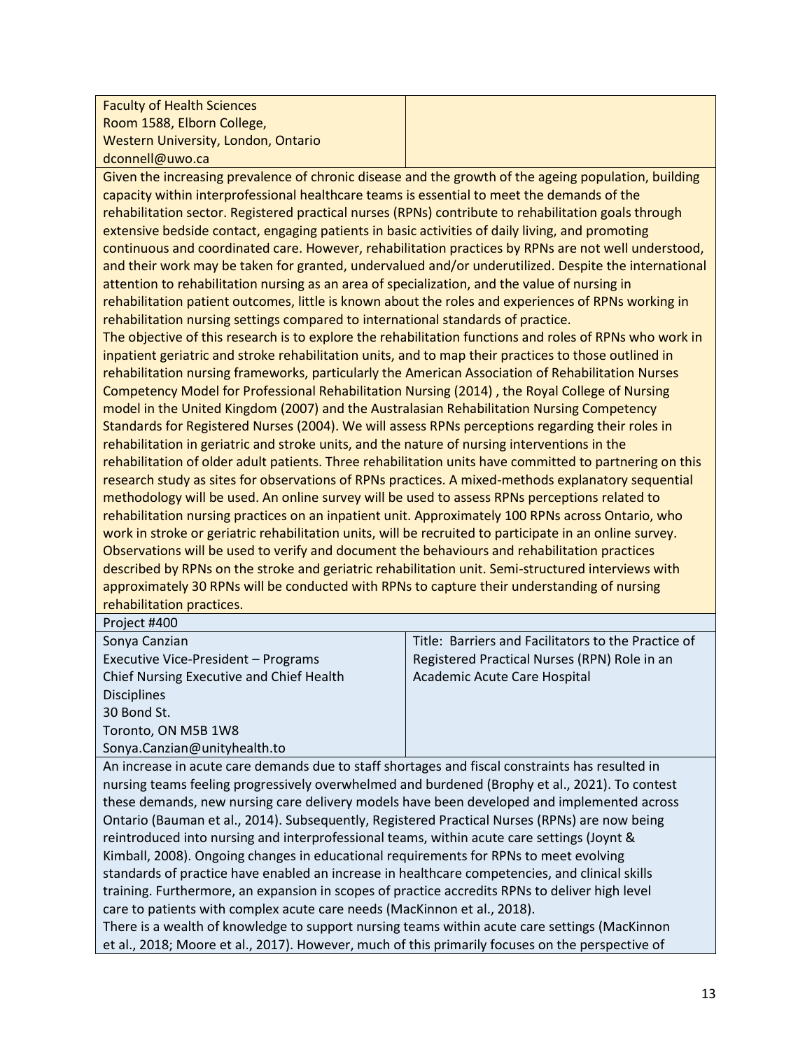| | |
|---|---|
| Faculty of Health Sciences<br>Room 1588, Elborn College,<br>Western University, London, Ontario<br>dconnell@uwo.ca | |

Given the increasing prevalence of chronic disease and the growth of the ageing population, building capacity within interprofessional healthcare teams is essential to meet the demands of the rehabilitation sector. Registered practical nurses (RPNs) contribute to rehabilitation goals through extensive bedside contact, engaging patients in basic activities of daily living, and promoting continuous and coordinated care. However, rehabilitation practices by RPNs are not well understood, and their work may be taken for granted, undervalued and/or underutilized. Despite the international attention to rehabilitation nursing as an area of specialization, and the value of nursing in rehabilitation patient outcomes, little is known about the roles and experiences of RPNs working in rehabilitation nursing settings compared to international standards of practice.

The objective of this research is to explore the rehabilitation functions and roles of RPNs who work in inpatient geriatric and stroke rehabilitation units, and to map their practices to those outlined in rehabilitation nursing frameworks, particularly the American Association of Rehabilitation Nurses Competency Model for Professional Rehabilitation Nursing (2014) , the Royal College of Nursing model in the United Kingdom (2007) and the Australasian Rehabilitation Nursing Competency Standards for Registered Nurses (2004). We will assess RPNs perceptions regarding their roles in rehabilitation in geriatric and stroke units, and the nature of nursing interventions in the rehabilitation of older adult patients. Three rehabilitation units have committed to partnering on this research study as sites for observations of RPNs practices. A mixed-methods explanatory sequential methodology will be used. An online survey will be used to assess RPNs perceptions related to rehabilitation nursing practices on an inpatient unit. Approximately 100 RPNs across Ontario, who work in stroke or geriatric rehabilitation units, will be recruited to participate in an online survey. Observations will be used to verify and document the behaviours and rehabilitation practices described by RPNs on the stroke and geriatric rehabilitation unit. Semi-structured interviews with approximately 30 RPNs will be conducted with RPNs to capture their understanding of nursing rehabilitation practices.

Project #400

| | |
|---|---|
| Sonya Canzian<br>Executive Vice-President – Programs<br>Chief Nursing Executive and Chief Health Disciplines<br>30 Bond St.<br>Toronto, ON M5B 1W8<br>Sonya.Canzian@unityhealth.to | Title: Barriers and Facilitators to the Practice of Registered Practical Nurses (RPN) Role in an Academic Acute Care Hospital |

An increase in acute care demands due to staff shortages and fiscal constraints has resulted in nursing teams feeling progressively overwhelmed and burdened (Brophy et al., 2021). To contest these demands, new nursing care delivery models have been developed and implemented across Ontario (Bauman et al., 2014). Subsequently, Registered Practical Nurses (RPNs) are now being reintroduced into nursing and interprofessional teams, within acute care settings (Joynt & Kimball, 2008). Ongoing changes in educational requirements for RPNs to meet evolving standards of practice have enabled an increase in healthcare competencies, and clinical skills training. Furthermore, an expansion in scopes of practice accredits RPNs to deliver high level care to patients with complex acute care needs (MacKinnon et al., 2018).

There is a wealth of knowledge to support nursing teams within acute care settings (MacKinnon et al., 2018; Moore et al., 2017). However, much of this primarily focuses on the perspective of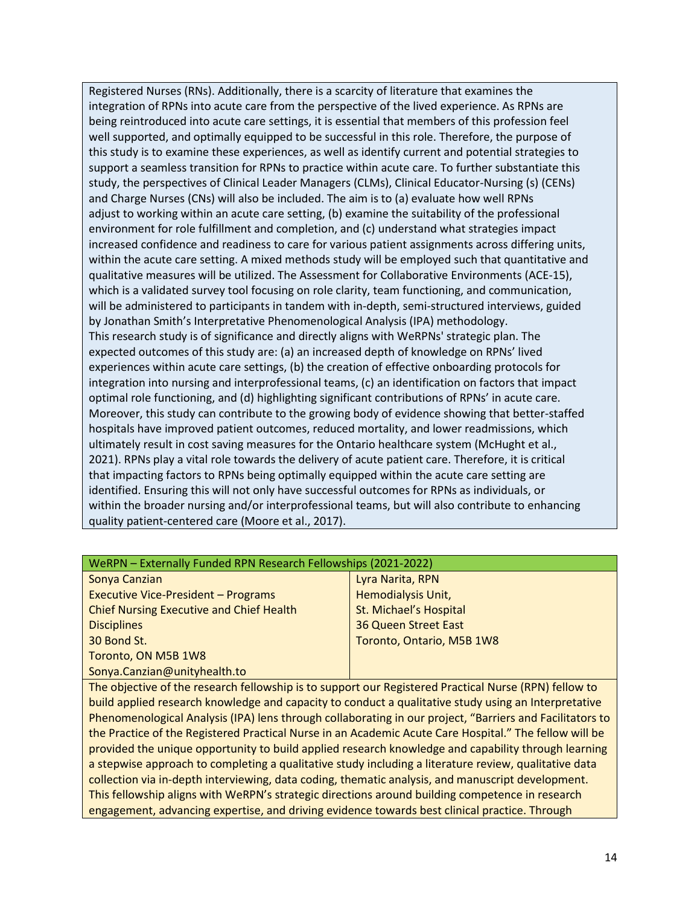Registered Nurses (RNs). Additionally, there is a scarcity of literature that examines the integration of RPNs into acute care from the perspective of the lived experience. As RPNs are being reintroduced into acute care settings, it is essential that members of this profession feel well supported, and optimally equipped to be successful in this role. Therefore, the purpose of this study is to examine these experiences, as well as identify current and potential strategies to support a seamless transition for RPNs to practice within acute care. To further substantiate this study, the perspectives of Clinical Leader Managers (CLMs), Clinical Educator-Nursing (s) (CENs) and Charge Nurses (CNs) will also be included. The aim is to (a) evaluate how well RPNs adjust to working within an acute care setting, (b) examine the suitability of the professional environment for role fulfillment and completion, and (c) understand what strategies impact increased confidence and readiness to care for various patient assignments across differing units, within the acute care setting. A mixed methods study will be employed such that quantitative and qualitative measures will be utilized. The Assessment for Collaborative Environments (ACE-15), which is a validated survey tool focusing on role clarity, team functioning, and communication, will be administered to participants in tandem with in-depth, semi-structured interviews, guided by Jonathan Smith's Interpretative Phenomenological Analysis (IPA) methodology.

This research study is of significance and directly aligns with WeRPNs' strategic plan. The expected outcomes of this study are: (a) an increased depth of knowledge on RPNs' lived experiences within acute care settings, (b) the creation of effective onboarding protocols for integration into nursing and interprofessional teams, (c) an identification on factors that impact optimal role functioning, and (d) highlighting significant contributions of RPNs' in acute care. Moreover, this study can contribute to the growing body of evidence showing that better-staffed hospitals have improved patient outcomes, reduced mortality, and lower readmissions, which ultimately result in cost saving measures for the Ontario healthcare system (McHught et al., 2021). RPNs play a vital role towards the delivery of acute patient care. Therefore, it is critical that impacting factors to RPNs being optimally equipped within the acute care setting are identified. Ensuring this will not only have successful outcomes for RPNs as individuals, or within the broader nursing and/or interprofessional teams, but will also contribute to enhancing quality patient-centered care (Moore et al., 2017).

| WeRPN – Externally Funded RPN Research Fellowships (2021-2022) | |
|---|---|
| Sonya Canzian<br>Executive Vice-President – Programs<br>Chief Nursing Executive and Chief Health Disciplines<br>30 Bond St.<br>Toronto, ON M5B 1W8<br>Sonya.Canzian@unityhealth.to | Lyra Narita, RPN<br>Hemodialysis Unit,<br>St. Michael's Hospital<br>36 Queen Street East<br>Toronto, Ontario, M5B 1W8 |

The objective of the research fellowship is to support our Registered Practical Nurse (RPN) fellow to build applied research knowledge and capacity to conduct a qualitative study using an Interpretative Phenomenological Analysis (IPA) lens through collaborating in our project, "Barriers and Facilitators to the Practice of the Registered Practical Nurse in an Academic Acute Care Hospital." The fellow will be provided the unique opportunity to build applied research knowledge and capability through learning a stepwise approach to completing a qualitative study including a literature review, qualitative data collection via in-depth interviewing, data coding, thematic analysis, and manuscript development. This fellowship aligns with WeRPN's strategic directions around building competence in research engagement, advancing expertise, and driving evidence towards best clinical practice. Through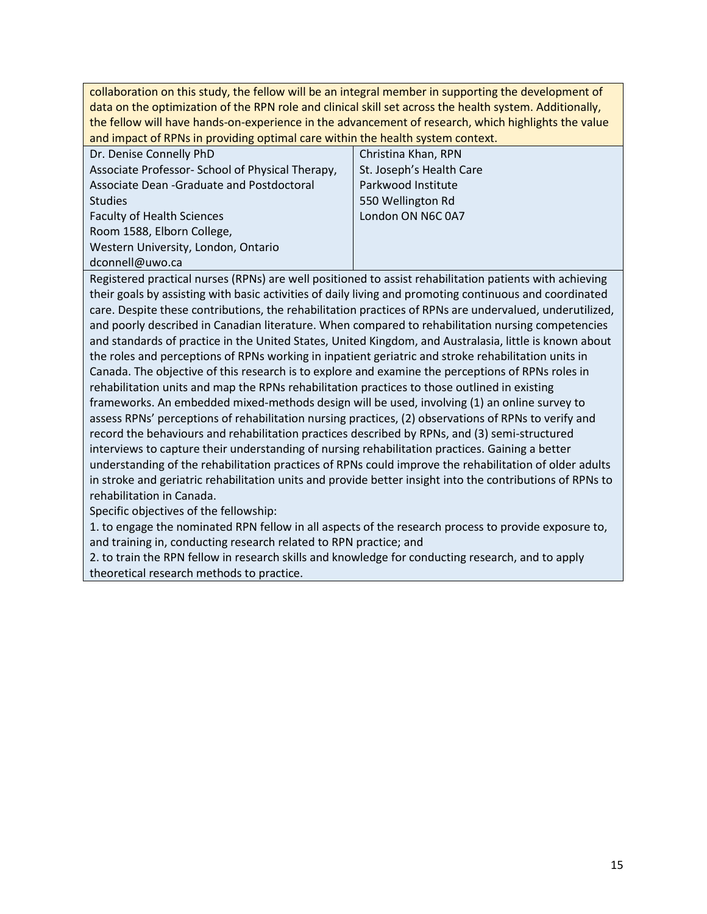collaboration on this study, the fellow will be an integral member in supporting the development of data on the optimization of the RPN role and clinical skill set across the health system. Additionally, the fellow will have hands-on-experience in the advancement of research, which highlights the value and impact of RPNs in providing optimal care within the health system context.

| | |
|---|---|
| Dr. Denise Connelly PhD<br>Associate Professor- School of Physical Therapy,<br>Associate Dean -Graduate and Postdoctoral Studies<br>Faculty of Health Sciences<br>Room 1588, Elborn College,<br>Western University, London, Ontario<br>dconnell@uwo.ca | Christina Khan, RPN<br>St. Joseph's Health Care<br>Parkwood Institute<br>550 Wellington Rd<br>London ON N6C 0A7 |

Registered practical nurses (RPNs) are well positioned to assist rehabilitation patients with achieving their goals by assisting with basic activities of daily living and promoting continuous and coordinated care. Despite these contributions, the rehabilitation practices of RPNs are undervalued, underutilized, and poorly described in Canadian literature. When compared to rehabilitation nursing competencies and standards of practice in the United States, United Kingdom, and Australasia, little is known about the roles and perceptions of RPNs working in inpatient geriatric and stroke rehabilitation units in Canada. The objective of this research is to explore and examine the perceptions of RPNs roles in rehabilitation units and map the RPNs rehabilitation practices to those outlined in existing frameworks. An embedded mixed-methods design will be used, involving (1) an online survey to assess RPNs' perceptions of rehabilitation nursing practices, (2) observations of RPNs to verify and record the behaviours and rehabilitation practices described by RPNs, and (3) semi-structured interviews to capture their understanding of nursing rehabilitation practices. Gaining a better understanding of the rehabilitation practices of RPNs could improve the rehabilitation of older adults in stroke and geriatric rehabilitation units and provide better insight into the contributions of RPNs to rehabilitation in Canada.

Specific objectives of the fellowship:

1. to engage the nominated RPN fellow in all aspects of the research process to provide exposure to, and training in, conducting research related to RPN practice; and
2. to train the RPN fellow in research skills and knowledge for conducting research, and to apply theoretical research methods to practice.